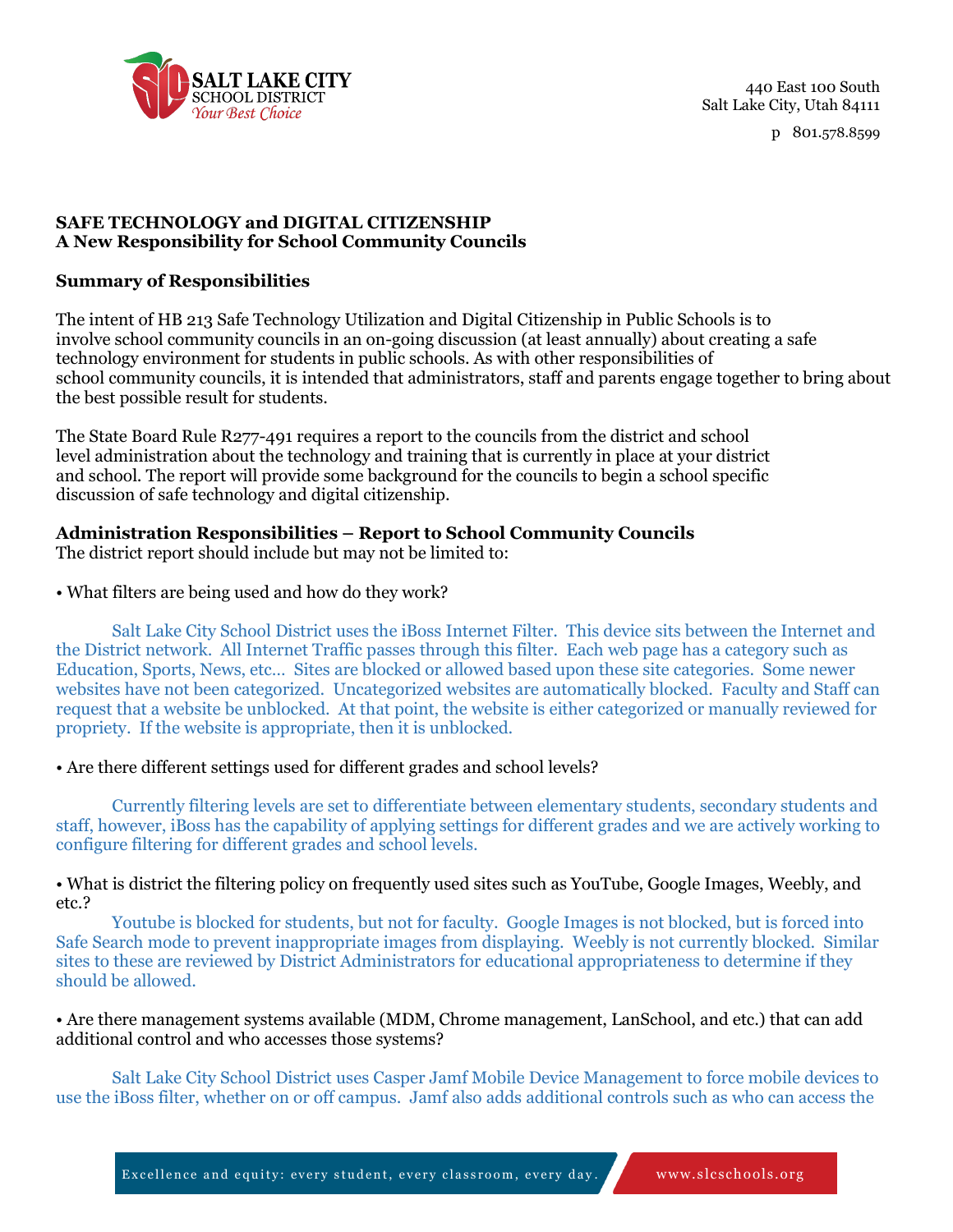SALT LAKE CITY SCHOOL DISTRICT
*Your Best Choice*

440 East 100 South
Salt Lake City, Utah 84111

p 801.578.8599

**SAFE TECHNOLOGY and DIGITAL CITIZENSHIP**
**A New Responsibility for School Community Councils**

## Summary of Responsibilities

The intent of HB 213 Safe Technology Utilization and Digital Citizenship in Public Schools is to involve school community councils in an on-going discussion (at least annually) about creating a safe technology environment for students in public schools. As with other responsibilities of school community councils, it is intended that administrators, staff and parents engage together to bring about the best possible result for students.

The State Board Rule R277-491 requires a report to the councils from the district and school level administration about the technology and training that is currently in place at your district and school. The report will provide some background for the councils to begin a school specific discussion of safe technology and digital citizenship.

## Administration Responsibilities – Report to School Community Councils

The district report should include but may not be limited to:

• What filters are being used and how do they work?

Salt Lake City School District uses the iBoss Internet Filter. This device sits between the Internet and the District network. All Internet Traffic passes through this filter. Each web page has a category such as Education, Sports, News, etc… Sites are blocked or allowed based upon these site categories. Some newer websites have not been categorized. Uncategorized websites are automatically blocked. Faculty and Staff can request that a website be unblocked. At that point, the website is either categorized or manually reviewed for propriety. If the website is appropriate, then it is unblocked.

• Are there different settings used for different grades and school levels?

Currently filtering levels are set to differentiate between elementary students, secondary students and staff, however, iBoss has the capability of applying settings for different grades and we are actively working to configure filtering for different grades and school levels.

• What is district the filtering policy on frequently used sites such as YouTube, Google Images, Weebly, and etc.?

Youtube is blocked for students, but not for faculty. Google Images is not blocked, but is forced into Safe Search mode to prevent inappropriate images from displaying. Weebly is not currently blocked. Similar sites to these are reviewed by District Administrators for educational appropriateness to determine if they should be allowed.

• Are there management systems available (MDM, Chrome management, LanSchool, and etc.) that can add additional control and who accesses those systems?

Salt Lake City School District uses Casper Jamf Mobile Device Management to force mobile devices to use the iBoss filter, whether on or off campus. Jamf also adds additional controls such as who can access the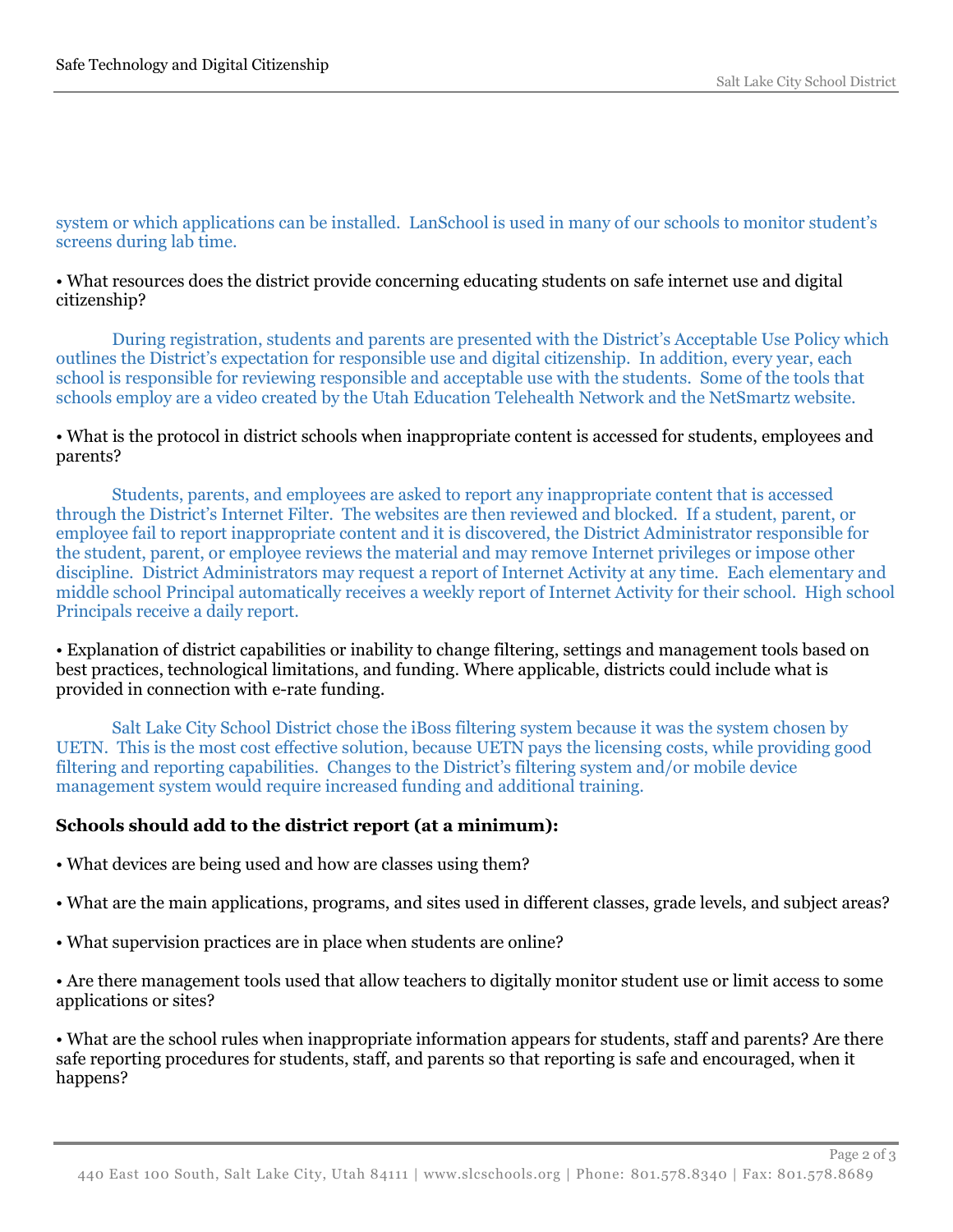system or which applications can be installed. LanSchool is used in many of our schools to monitor student's screens during lab time.

• What resources does the district provide concerning educating students on safe internet use and digital citizenship?

During registration, students and parents are presented with the District's Acceptable Use Policy which outlines the District's expectation for responsible use and digital citizenship. In addition, every year, each school is responsible for reviewing responsible and acceptable use with the students. Some of the tools that schools employ are a video created by the Utah Education Telehealth Network and the NetSmartz website.

• What is the protocol in district schools when inappropriate content is accessed for students, employees and parents?

Students, parents, and employees are asked to report any inappropriate content that is accessed through the District's Internet Filter. The websites are then reviewed and blocked. If a student, parent, or employee fail to report inappropriate content and it is discovered, the District Administrator responsible for the student, parent, or employee reviews the material and may remove Internet privileges or impose other discipline. District Administrators may request a report of Internet Activity at any time. Each elementary and middle school Principal automatically receives a weekly report of Internet Activity for their school. High school Principals receive a daily report.

• Explanation of district capabilities or inability to change filtering, settings and management tools based on best practices, technological limitations, and funding. Where applicable, districts could include what is provided in connection with e-rate funding.

Salt Lake City School District chose the iBoss filtering system because it was the system chosen by UETN. This is the most cost effective solution, because UETN pays the licensing costs, while providing good filtering and reporting capabilities. Changes to the District's filtering system and/or mobile device management system would require increased funding and additional training.

**Schools should add to the district report (at a minimum):**

• What devices are being used and how are classes using them?

• What are the main applications, programs, and sites used in different classes, grade levels, and subject areas?

• What supervision practices are in place when students are online?

• Are there management tools used that allow teachers to digitally monitor student use or limit access to some applications or sites?

• What are the school rules when inappropriate information appears for students, staff and parents? Are there safe reporting procedures for students, staff, and parents so that reporting is safe and encouraged, when it happens?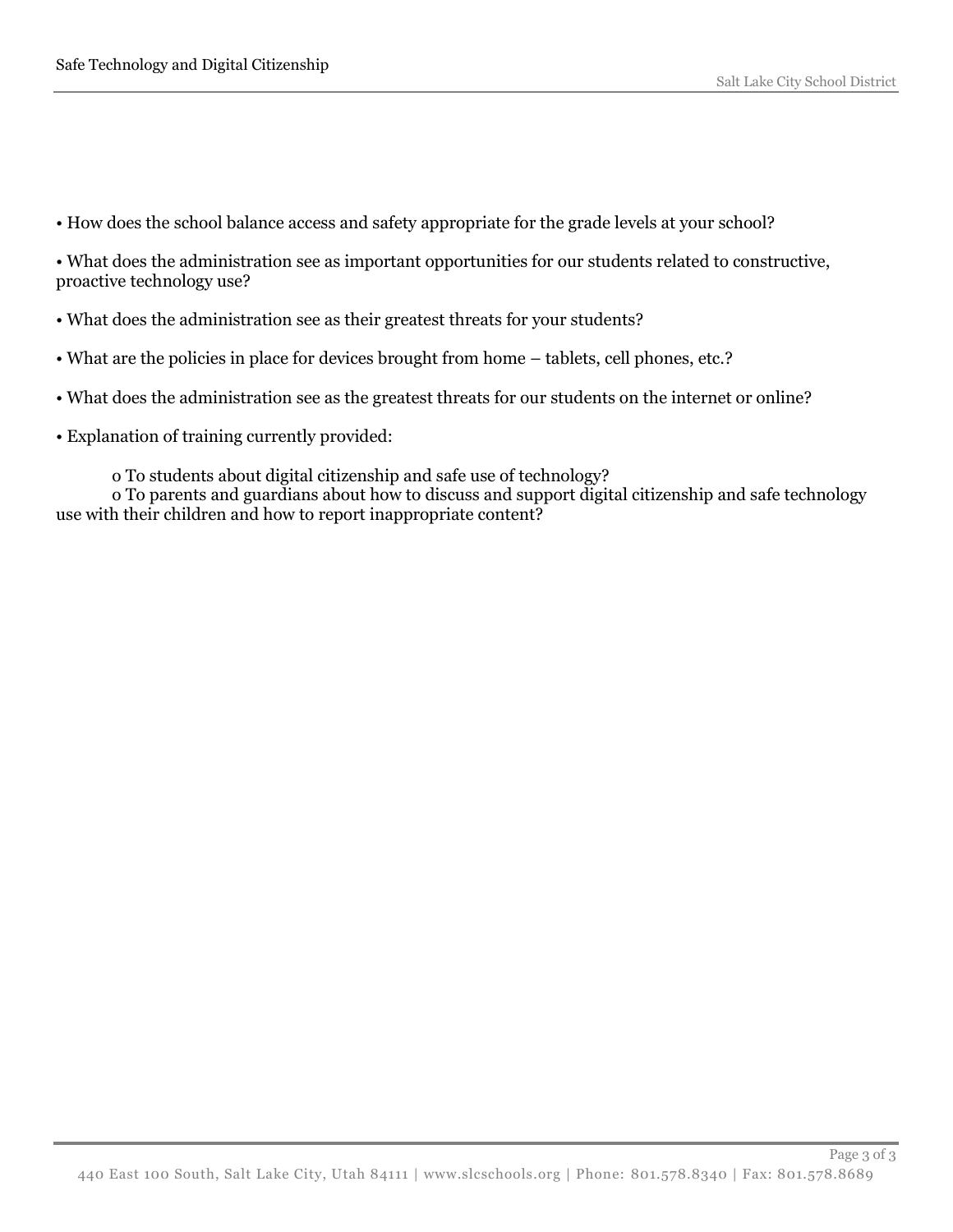- How does the school balance access and safety appropriate for the grade levels at your school?
- What does the administration see as important opportunities for our students related to constructive, proactive technology use?
- What does the administration see as their greatest threats for your students?
- What are the policies in place for devices brought from home – tablets, cell phones, etc.?
- What does the administration see as the greatest threats for our students on the internet or online?
- Explanation of training currently provided:
    - To students about digital citizenship and safe use of technology?
    - To parents and guardians about how to discuss and support digital citizenship and safe technology use with their children and how to report inappropriate content?